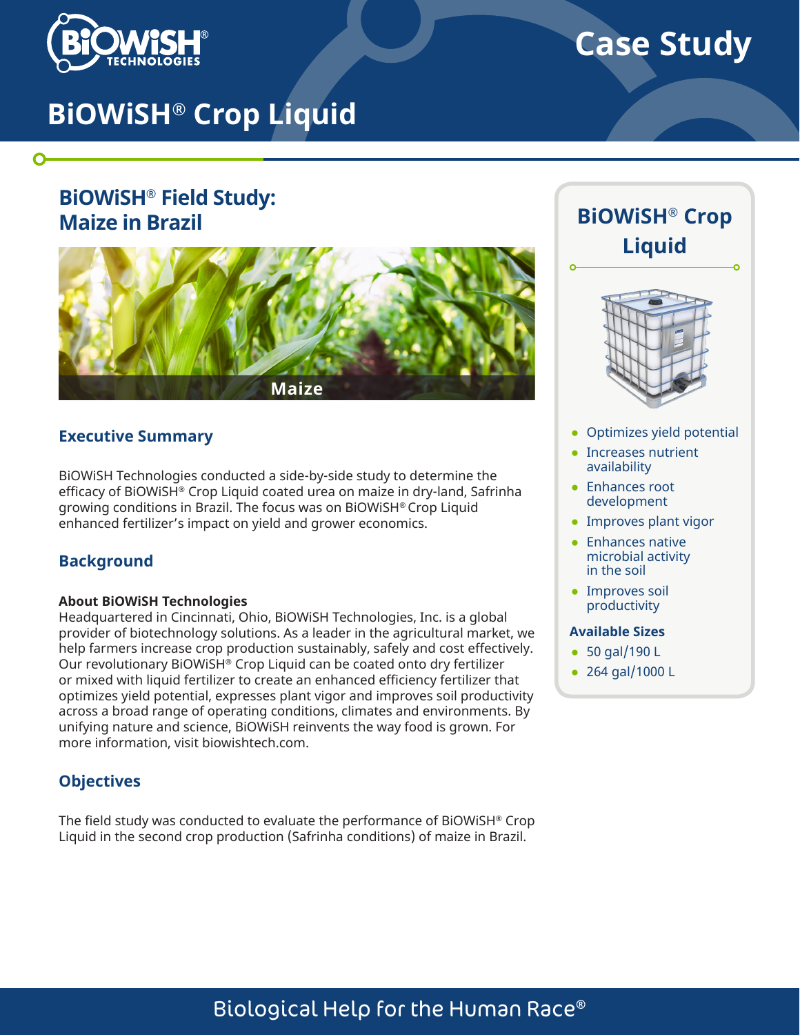# Case Study

# BiOWiSH® Crop Liquid

## BiOWiSH® Field Study: Maize in Brazil

Maize

### Executive Summary

BiOWiSH Technologies conducted a side-by-side study to determine the efficacy of BiOWiSH® Crop Liquid coated urea on maize in dry-land, Safrinha growing conditions in Brazil. The focus was on BiOWiSH® Crop Liquid enhanced fertilizer's impact on yield and grower economics.

### Background

**About BiOWiSH Technologies**

Headquartered in Cincinnati, Ohio, BiOWiSH Technologies, Inc. is a global provider of biotechnology solutions. As a leader in the agricultural market, we help farmers increase crop production sustainably, safely and cost effectively. Our revolutionary BiOWiSH® Crop Liquid can be coated onto dry fertilizer or mixed with liquid fertilizer to create an enhanced efficiency fertilizer that optimizes yield potential, expresses plant vigor and improves soil productivity across a broad range of operating conditions, climates and environments. By unifying nature and science, BiOWiSH reinvents the way food is grown. For more information, visit biowishtech.com.

### Objectives

The field study was conducted to evaluate the performance of BiOWiSH® Crop Liquid in the second crop production (Safrinha conditions) of maize in Brazil.

## BiOWiSH® Crop Liquid

- Optimizes yield potential
- Increases nutrient availability
- Enhances root development
- Improves plant vigor
- Enhances native microbial activity in the soil
- Improves soil productivity

**Available Sizes**

- 50 gal/190 L
- 264 gal/1000 L

Biological Help for the Human Race®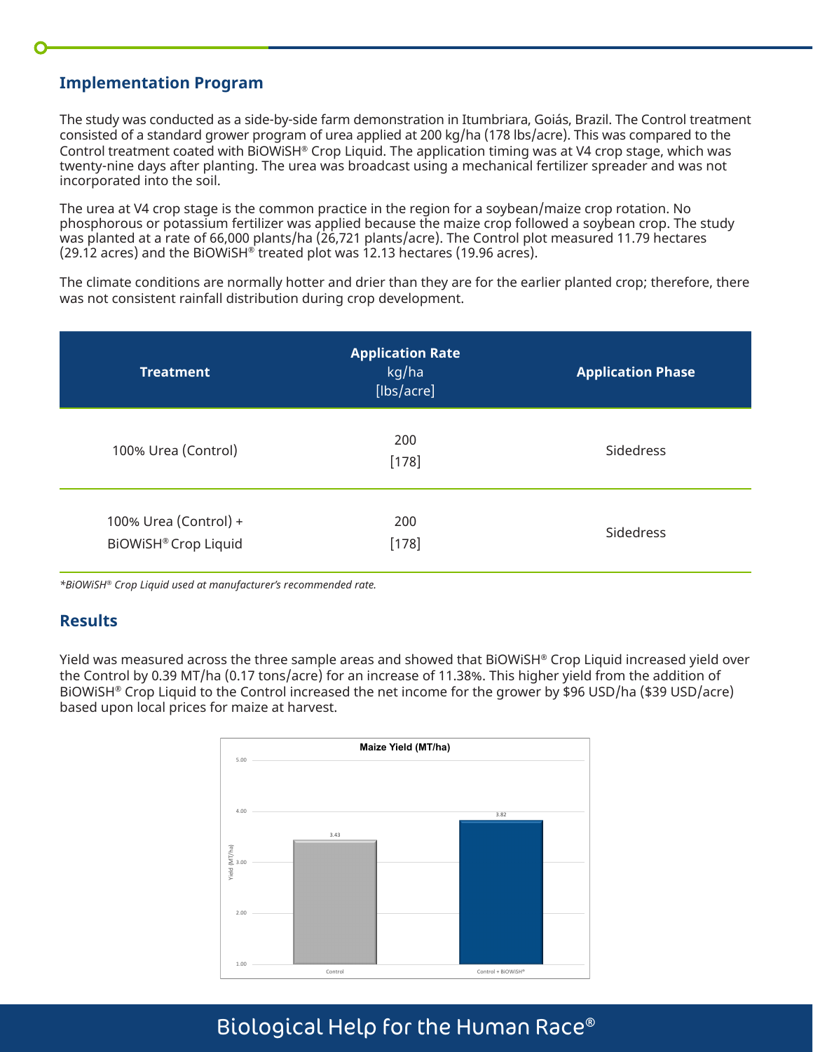## Implementation Program

The study was conducted as a side-by-side farm demonstration in Itumbriara, Goiás, Brazil. The Control treatment consisted of a standard grower program of urea applied at 200 kg/ha (178 lbs/acre). This was compared to the Control treatment coated with BiOWiSH® Crop Liquid. The application timing was at V4 crop stage, which was twenty-nine days after planting. The urea was broadcast using a mechanical fertilizer spreader and was not incorporated into the soil.

The urea at V4 crop stage is the common practice in the region for a soybean/maize crop rotation. No phosphorous or potassium fertilizer was applied because the maize crop followed a soybean crop. The study was planted at a rate of 66,000 plants/ha (26,721 plants/acre). The Control plot measured 11.79 hectares (29.12 acres) and the BiOWiSH® treated plot was 12.13 hectares (19.96 acres).

The climate conditions are normally hotter and drier than they are for the earlier planted crop; therefore, there was not consistent rainfall distribution during crop development.

| Treatment | Application Rate kg/ha [lbs/acre] | Application Phase |
|---|---|---|
| 100% Urea (Control) | 200 [178] | Sidedress |
| 100% Urea (Control) + BiOWiSH® Crop Liquid | 200 [178] | Sidedress |

*\*BiOWiSH® Crop Liquid used at manufacturer's recommended rate.*

## Results

Yield was measured across the three sample areas and showed that BiOWiSH® Crop Liquid increased yield over the Control by 0.39 MT/ha (0.17 tons/acre) for an increase of 11.38%. This higher yield from the addition of BiOWiSH® Crop Liquid to the Control increased the net income for the grower by $96 USD/ha ($39 USD/acre) based upon local prices for maize at harvest.

**Maize Yield (MT/ha)**

| | Control | Control + BiOWiSH® |
|---|---|---|
| Yield (MT/ha) | 3.43 | 3.82 |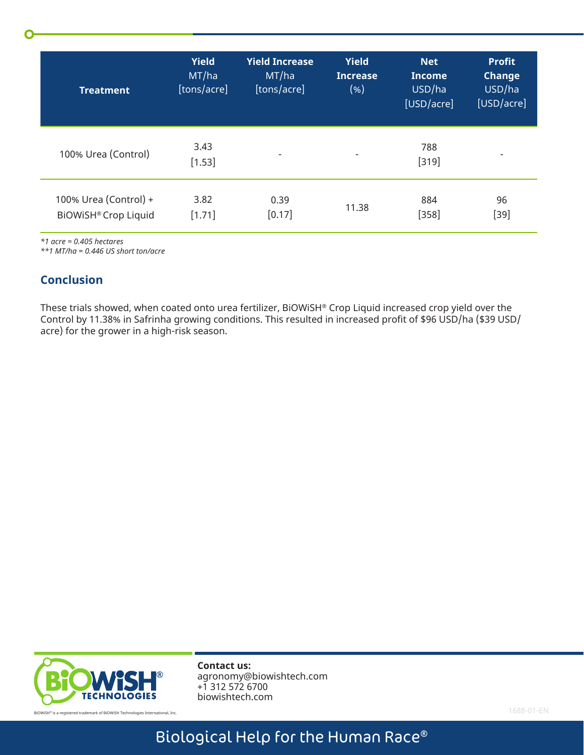| Treatment | Yield MT/ha [tons/acre] | Yield Increase MT/ha [tons/acre] | Yield Increase (%) | Net Income USD/ha [USD/acre] | Profit Change USD/ha [USD/acre] |
|---|---|---|---|---|---|
| 100% Urea (Control) | 3.43 [1.53] | - | - | 788 [319] | - |
| 100% Urea (Control) + BiOWiSH® Crop Liquid | 3.82 [1.71] | 0.39 [0.17] | 11.38 | 884 [358] | 96 [39] |

*\*1 acre = 0.405 hectares*
*\*\*1 MT/ha = 0.446 US short ton/acre*

## Conclusion

These trials showed, when coated onto urea fertilizer, BiOWiSH® Crop Liquid increased crop yield over the Control by 11.38% in Safrinha growing conditions. This resulted in increased profit of $96 USD/ha ($39 USD/acre) for the grower in a high-risk season.

BiOWiSH TECHNOLOGIES

**Contact us:**
agronomy@biowishtech.com
+1 312 572 6700
biowishtech.com

BiOWiSH® is a registered trademark of BiOWiSH Technologies International, Inc.

1688-01-EN

Biological Help for the Human Race®